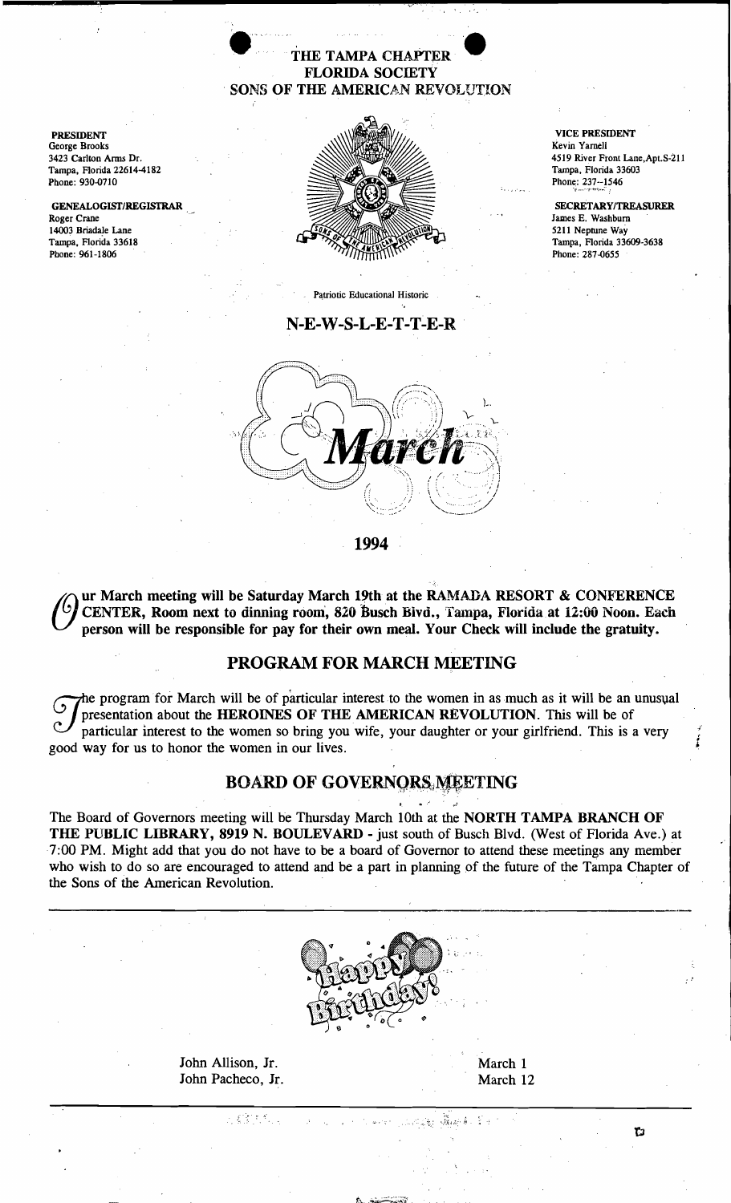# THE TAMPA CHAPTER
## FLORIDA SOCIETY
## SONS OF THE AMERICAN REVOLUTION

**PRESIDENT**
George Brooks
3423 Carlton Arms Dr.
Tampa, Florida 22614-4182
Phone: 930-0710

**GENEALOGIST/REGISTRAR**
Roger Crane
14003 Briadale Lane
Tampa, Florida 33618
Phone: 961-1806

**VICE PRESIDENT**
Kevin Yarnell
4519 River Front Lane,Apt.S-211
Tampa, Florida 33603
Phone: 237--1546

**SECRETARY/TREASURER**
James E. Washburn
5211 Neptune Way
Tampa, Florida 33609-3638
Phone: 287-0655

Patriotic Educational Historic

## N-E-W-S-L-E-T-T-E-R

## March

## 1994

**Our March meeting will be Saturday March 19th at the RAMADA RESORT & CONFERENCE CENTER, Room next to dinning room, 820 Busch Blvd., Tampa, Florida at 12:00 Noon. Each person will be responsible for pay for their own meal. Your Check will include the gratuity.**

## PROGRAM FOR MARCH MEETING

The program for March will be of particular interest to the women in as much as it will be an unusual presentation about the **HEROINES OF THE AMERICAN REVOLUTION**. This will be of particular interest to the women so bring you wife, your daughter or your girlfriend. This is a very good way for us to honor the women in our lives.

## BOARD OF GOVERNORS MEETING

The Board of Governors meeting will be Thursday March 10th at the **NORTH TAMPA BRANCH OF THE PUBLIC LIBRARY, 8919 N. BOULEVARD** - just south of Busch Blvd. (West of Florida Ave.) at 7:00 PM. Might add that you do not have to be a board of Governor to attend these meetings any member who wish to do so are encouraged to attend and be a part in planning of the future of the Tampa Chapter of the Sons of the American Revolution.

Happy Birthday!

| | |
|---|---|
| John Allison, Jr. | March 1 |
| John Pacheco, Jr. | March 12 |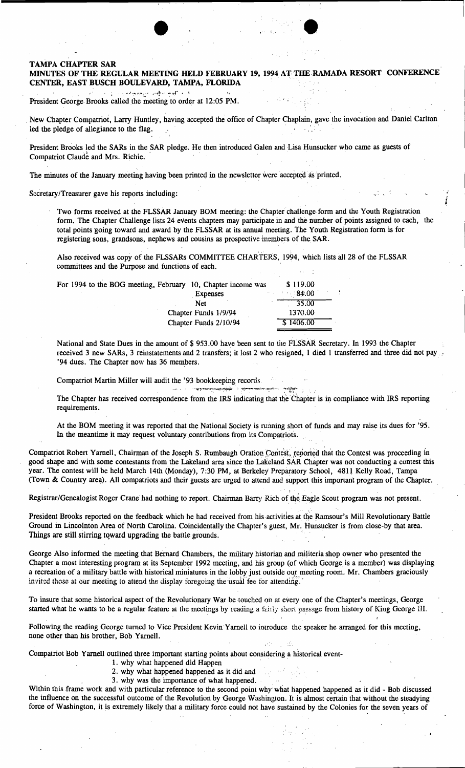**TAMPA CHAPTER SAR**

**MINUTES OF THE REGULAR MEETING HELD FEBRUARY 19, 1994 AT THE RAMADA RESORT CONFERENCE CENTER, EAST BUSCH BOULEVARD, TAMPA, FLORIDA**

President George Brooks called the meeting to order at 12:05 PM.

New Chapter Compatriot, Larry Huntley, having accepted the office of Chapter Chaplain, gave the invocation and Daniel Carlton led the pledge of allegiance to the flag.

President Brooks led the SARs in the SAR pledge. He then introduced Galen and Lisa Hunsucker who came as guests of Compatriot Claude and Mrs. Richie.

The minutes of the January meeting having been printed in the newsletter were accepted as printed.

Secretary/Treasurer gave his reports including:

Two forms received at the FLSSAR January BOM meeting: the Chapter challenge form and the Youth Registration form. The Chapter Challenge lists 24 events chapters may participate in and the number of points assigned to each, the total points going toward and award by the FLSSAR at its annual meeting. The Youth Registration form is for registering sons, grandsons, nephews and cousins as prospective members of the SAR.

Also received was copy of the FLSSARs COMMITTEE CHARTERS, 1994, which lists all 28 of the FLSSAR committees and the Purpose and functions of each.

| For 1994 to the BOG meeting, February 10, Chapter income was | $ 119.00 |
|---|---|
| Expenses | 84.00 |
| Net | 35.00 |
| Chapter Funds 1/9/94 | 1370.00 |
| Chapter Funds 2/10/94 | $ 1406.00 |

National and State Dues in the amount of $ 953.00 have been sent to the FLSSAR Secretary. In 1993 the Chapter received 3 new SARs, 3 reinstatements and 2 transfers; it lost 2 who resigned, 1 died 1 transferred and three did not pay '94 dues. The Chapter now has 36 members.

Compatriot Martin Miller will audit the '93 bookkeeping records.

The Chapter has received correspondence from the IRS indicating that the Chapter is in compliance with IRS reporting requirements.

At the BOM meeting it was reported that the National Society is running short of funds and may raise its dues for '95. In the meantime it may request voluntary contributions from its Compatriots.

Compatriot Robert Yarnell, Chairman of the Joseph S. Rumbaugh Oration Contest, reported that the Contest was proceeding in good shape and with some contestants from the Lakeland area since the Lakeland SAR Chapter was not conducting a contest this year. The contest will be held March 14th (Monday), 7:30 PM, at Berkeley Preparatory School, 4811 Kelly Road, Tampa (Town & Country area). All compatriots and their guests are urged to attend and support this important program of the Chapter.

Registrar/Genealogist Roger Crane had nothing to report. Chairman Barry Rich of the Eagle Scout program was not present.

President Brooks reported on the feedback which he had received from his activities at the Ramsour's Mill Revolutionary Battle Ground in Lincolnton Area of North Carolina. Coincidentally the Chapter's guest, Mr. Hunsucker is from close-by that area. Things are still stirring toward upgrading the battle grounds.

George Also informed the meeting that Bernard Chambers, the military historian and militeria shop owner who presented the Chapter a most interesting program at its September 1992 meeting, and his group (of which George is a member) was displaying a recreation of a military battle with historical miniatures in the lobby just outside our meeting room. Mr. Chambers graciously invited those at our meeting to attend the display foregoing the usual fee for attending.

To insure that some historical aspect of the Revolutionary War be touched on at every one of the Chapter's meetings, George started what he wants to be a regular feature at the meetings by reading a fairly short passage from history of King George III.

Following the reading George turned to Vice President Kevin Yarnell to introduce the speaker he arranged for this meeting, none other than his brother, Bob Yarnell.

Compatriot Bob Yarnell outlined three important starting points about considering a historical event-

1. why what happened did Happen
2. why what happened happened as it did and
3. why was the importance of what happened.

Within this frame work and with particular reference to the second point why what happened happened as it did - Bob discussed the influence on the successful outcome of the Revolution by George Washington. It is almost certain that without the steadying force of Washington, it is extremely likely that a military force could not have sustained by the Colonies for the seven years of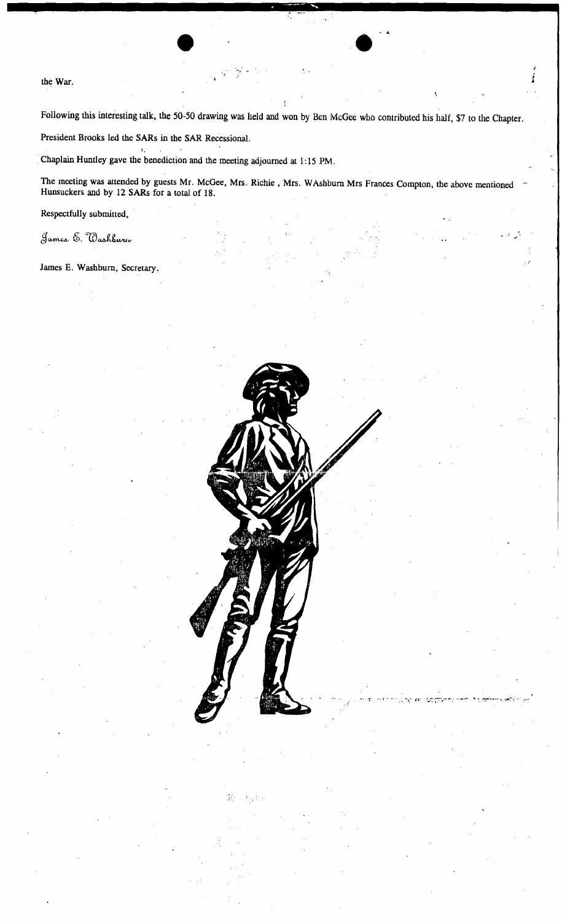the War.

Following this interesting talk, the 50-50 drawing was held and won by Ben McGee who contributed his half, $7 to the Chapter.

President Brooks led the SARs in the SAR Recessional.

Chaplain Huntley gave the benediction and the meeting adjourned at 1:15 PM.

The meeting was attended by guests Mr. McGee, Mrs. Richie , Mrs. WAshburn Mrs Frances Compton, the above mentioned Hunsuckers and by 12 SARs for a total of 18.

Respectfully submitted,

*James E. Washburn*

James E. Washburn, Secretary.